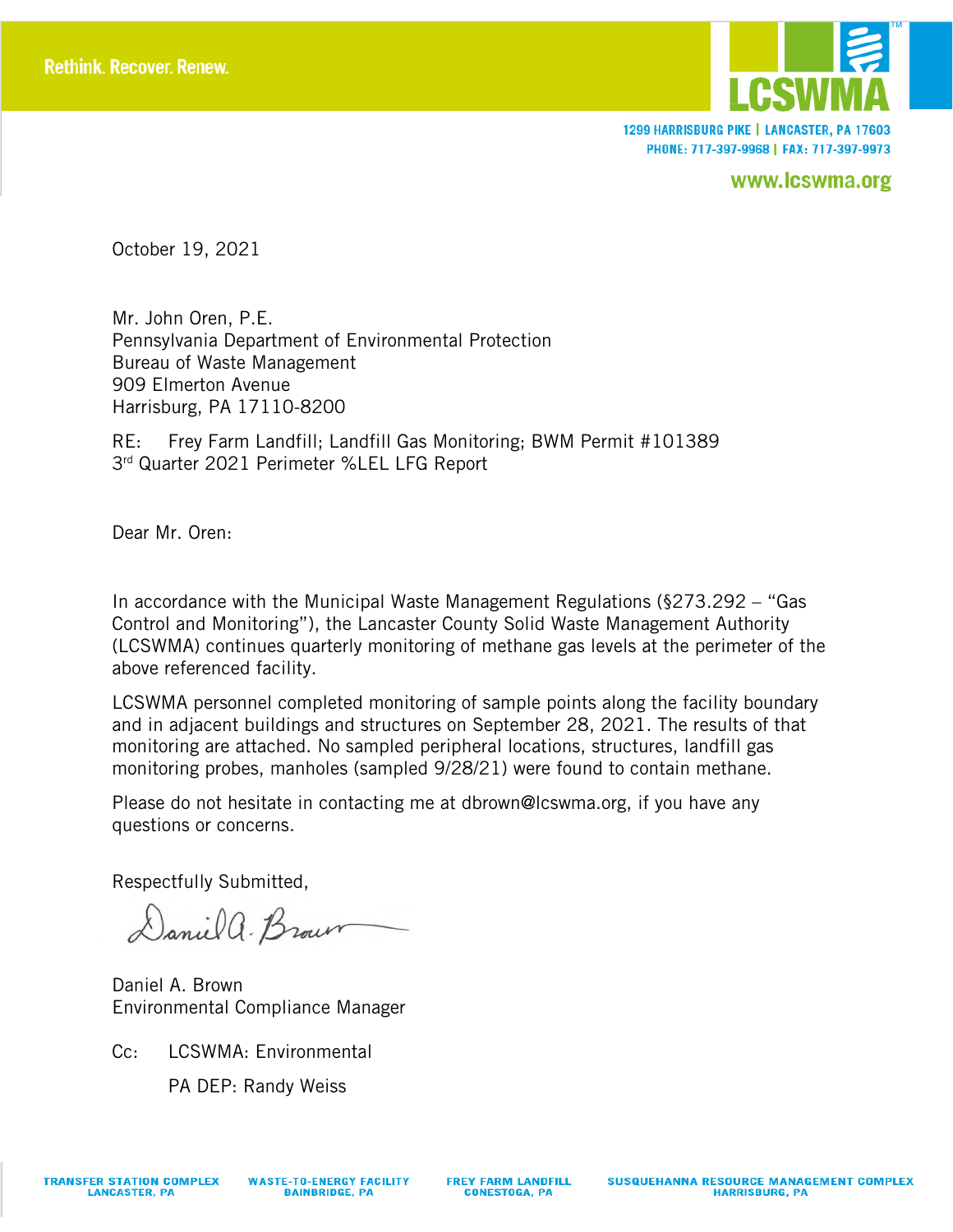Rethink. Recover. Renew.

LCSWMA

1299 HARRISBURG PIKE | LANCASTER, PA 17603
PHONE: 717-397-9968 | FAX: 717-397-9973

www.lcswma.org

October 19, 2021

Mr. John Oren, P.E.
Pennsylvania Department of Environmental Protection
Bureau of Waste Management
909 Elmerton Avenue
Harrisburg, PA 17110-8200

RE: Frey Farm Landfill; Landfill Gas Monitoring; BWM Permit #101389
3rd Quarter 2021 Perimeter %LEL LFG Report

Dear Mr. Oren:

In accordance with the Municipal Waste Management Regulations (§273.292 – "Gas Control and Monitoring"), the Lancaster County Solid Waste Management Authority (LCSWMA) continues quarterly monitoring of methane gas levels at the perimeter of the above referenced facility.

LCSWMA personnel completed monitoring of sample points along the facility boundary and in adjacent buildings and structures on September 28, 2021. The results of that monitoring are attached. No sampled peripheral locations, structures, landfill gas monitoring probes, manholes (sampled 9/28/21) were found to contain methane.

Please do not hesitate in contacting me at dbrown@lcswma.org, if you have any questions or concerns.

Respectfully Submitted,

Daniel A. Brown
Environmental Compliance Manager

Cc: LCSWMA: Environmental
PA DEP: Randy Weiss

TRANSFER STATION COMPLEX LANCASTER, PA | WASTE-TO-ENERGY FACILITY BAINBRIDGE, PA | FREY FARM LANDFILL CONESTOGA, PA | SUSQUEHANNA RESOURCE MANAGEMENT COMPLEX HARRISBURG, PA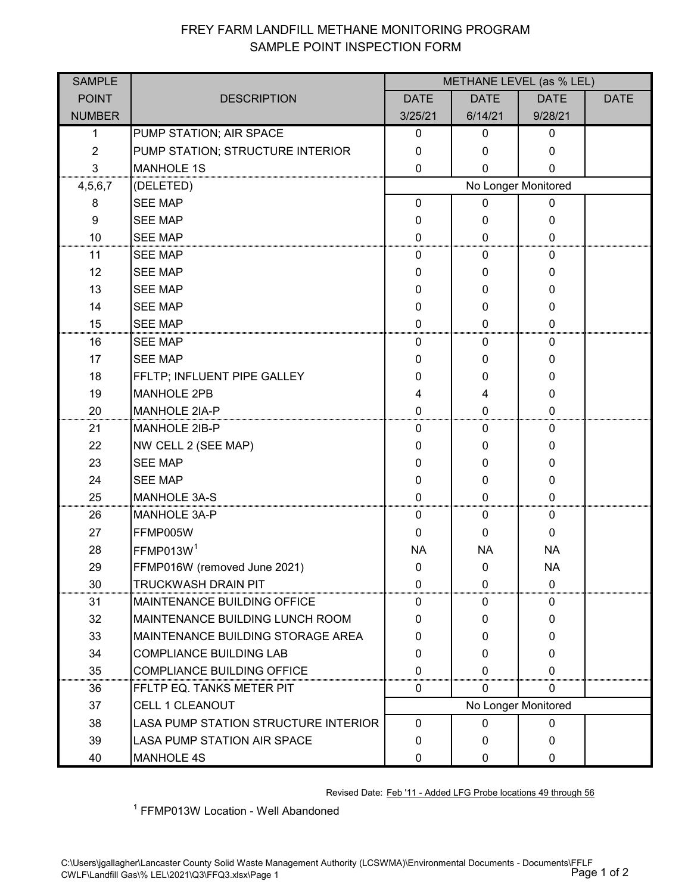# FREY FARM LANDFILL METHANE MONITORING PROGRAM
## SAMPLE POINT INSPECTION FORM

| SAMPLE POINT NUMBER | DESCRIPTION | METHANE LEVEL (as % LEL) | | | |
|---|---|---|---|---|---|
| | | DATE 3/25/21 | DATE 6/14/21 | DATE 9/28/21 | DATE |
| 1 | PUMP STATION; AIR SPACE | 0 | 0 | 0 | |
| 2 | PUMP STATION; STRUCTURE INTERIOR | 0 | 0 | 0 | |
| 3 | MANHOLE 1S | 0 | 0 | 0 | |
| 4,5,6,7 | (DELETED) | No Longer Monitored | | | |
| 8 | SEE MAP | 0 | 0 | 0 | |
| 9 | SEE MAP | 0 | 0 | 0 | |
| 10 | SEE MAP | 0 | 0 | 0 | |
| 11 | SEE MAP | 0 | 0 | 0 | |
| 12 | SEE MAP | 0 | 0 | 0 | |
| 13 | SEE MAP | 0 | 0 | 0 | |
| 14 | SEE MAP | 0 | 0 | 0 | |
| 15 | SEE MAP | 0 | 0 | 0 | |
| 16 | SEE MAP | 0 | 0 | 0 | |
| 17 | SEE MAP | 0 | 0 | 0 | |
| 18 | FFLTP; INFLUENT PIPE GALLEY | 0 | 0 | 0 | |
| 19 | MANHOLE 2PB | 4 | 4 | 0 | |
| 20 | MANHOLE 2IA-P | 0 | 0 | 0 | |
| 21 | MANHOLE 2IB-P | 0 | 0 | 0 | |
| 22 | NW CELL 2 (SEE MAP) | 0 | 0 | 0 | |
| 23 | SEE MAP | 0 | 0 | 0 | |
| 24 | SEE MAP | 0 | 0 | 0 | |
| 25 | MANHOLE 3A-S | 0 | 0 | 0 | |
| 26 | MANHOLE 3A-P | 0 | 0 | 0 | |
| 27 | FFMP005W | 0 | 0 | 0 | |
| 28 | FFMP013W[1] | NA | NA | NA | |
| 29 | FFMP016W (removed June 2021) | 0 | 0 | NA | |
| 30 | TRUCKWASH DRAIN PIT | 0 | 0 | 0 | |
| 31 | MAINTENANCE BUILDING OFFICE | 0 | 0 | 0 | |
| 32 | MAINTENANCE BUILDING LUNCH ROOM | 0 | 0 | 0 | |
| 33 | MAINTENANCE BUILDING STORAGE AREA | 0 | 0 | 0 | |
| 34 | COMPLIANCE BUILDING LAB | 0 | 0 | 0 | |
| 35 | COMPLIANCE BUILDING OFFICE | 0 | 0 | 0 | |
| 36 | FFLTP EQ. TANKS METER PIT | 0 | 0 | 0 | |
| 37 | CELL 1 CLEANOUT | No Longer Monitored | | | |
| 38 | LASA PUMP STATION STRUCTURE INTERIOR | 0 | 0 | 0 | |
| 39 | LASA PUMP STATION AIR SPACE | 0 | 0 | 0 | |
| 40 | MANHOLE 4S | 0 | 0 | 0 | |

Revised Date: Feb '11 - Added LFG Probe locations 49 through 56

[1] FFMP013W Location - Well Abandoned

C:\Users\jgallagher\Lancaster County Solid Waste Management Authority (LCSWMA)\Environmental Documents - Documents\FFLF CWLF\Landfill Gas\% LEL\2021\Q3\FFQ3.xlsx\Page 1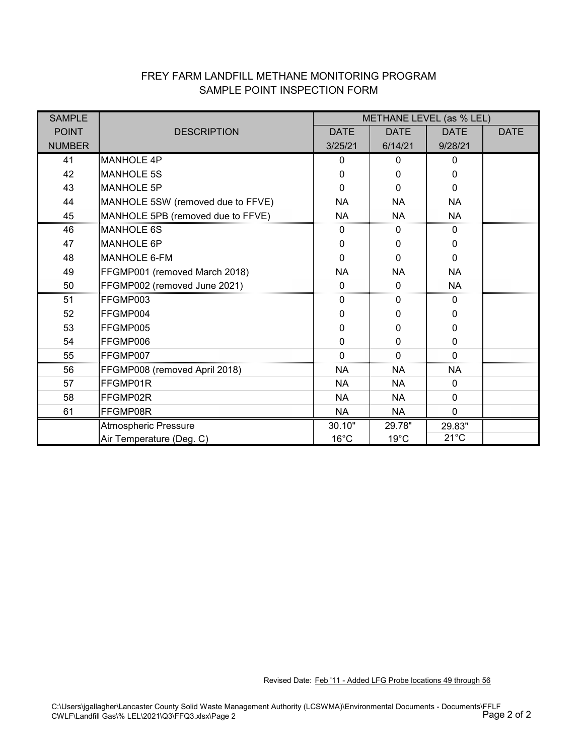# FREY FARM LANDFILL METHANE MONITORING PROGRAM
## SAMPLE POINT INSPECTION FORM

| SAMPLE POINT NUMBER | DESCRIPTION | METHANE LEVEL (as % LEL) | | | |
|---|---|---|---|---|---|
| | | DATE 3/25/21 | DATE 6/14/21 | DATE 9/28/21 | DATE |
| 41 | MANHOLE 4P | 0 | 0 | 0 | |
| 42 | MANHOLE 5S | 0 | 0 | 0 | |
| 43 | MANHOLE 5P | 0 | 0 | 0 | |
| 44 | MANHOLE 5SW (removed due to FFVE) | NA | NA | NA | |
| 45 | MANHOLE 5PB (removed due to FFVE) | NA | NA | NA | |
| 46 | MANHOLE 6S | 0 | 0 | 0 | |
| 47 | MANHOLE 6P | 0 | 0 | 0 | |
| 48 | MANHOLE 6-FM | 0 | 0 | 0 | |
| 49 | FFGMP001 (removed March 2018) | NA | NA | NA | |
| 50 | FFGMP002 (removed June 2021) | 0 | 0 | NA | |
| 51 | FFGMP003 | 0 | 0 | 0 | |
| 52 | FFGMP004 | 0 | 0 | 0 | |
| 53 | FFGMP005 | 0 | 0 | 0 | |
| 54 | FFGMP006 | 0 | 0 | 0 | |
| 55 | FFGMP007 | 0 | 0 | 0 | |
| 56 | FFGMP008 (removed April 2018) | NA | NA | NA | |
| 57 | FFGMP01R | NA | NA | 0 | |
| 58 | FFGMP02R | NA | NA | 0 | |
| 61 | FFGMP08R | NA | NA | 0 | |
| | Atmospheric Pressure | 30.10" | 29.78" | 29.83" | |
| | Air Temperature (Deg. C) | 16°C | 19°C | 21°C | |

Revised Date: Feb '11 - Added LFG Probe locations 49 through 56

C:\Users\jgallagher\Lancaster County Solid Waste Management Authority (LCSWMA)\Environmental Documents - Documents\FFLF CWLF\Landfill Gas\% LEL\2021\Q3\FFQ3.xlsx\Page 2